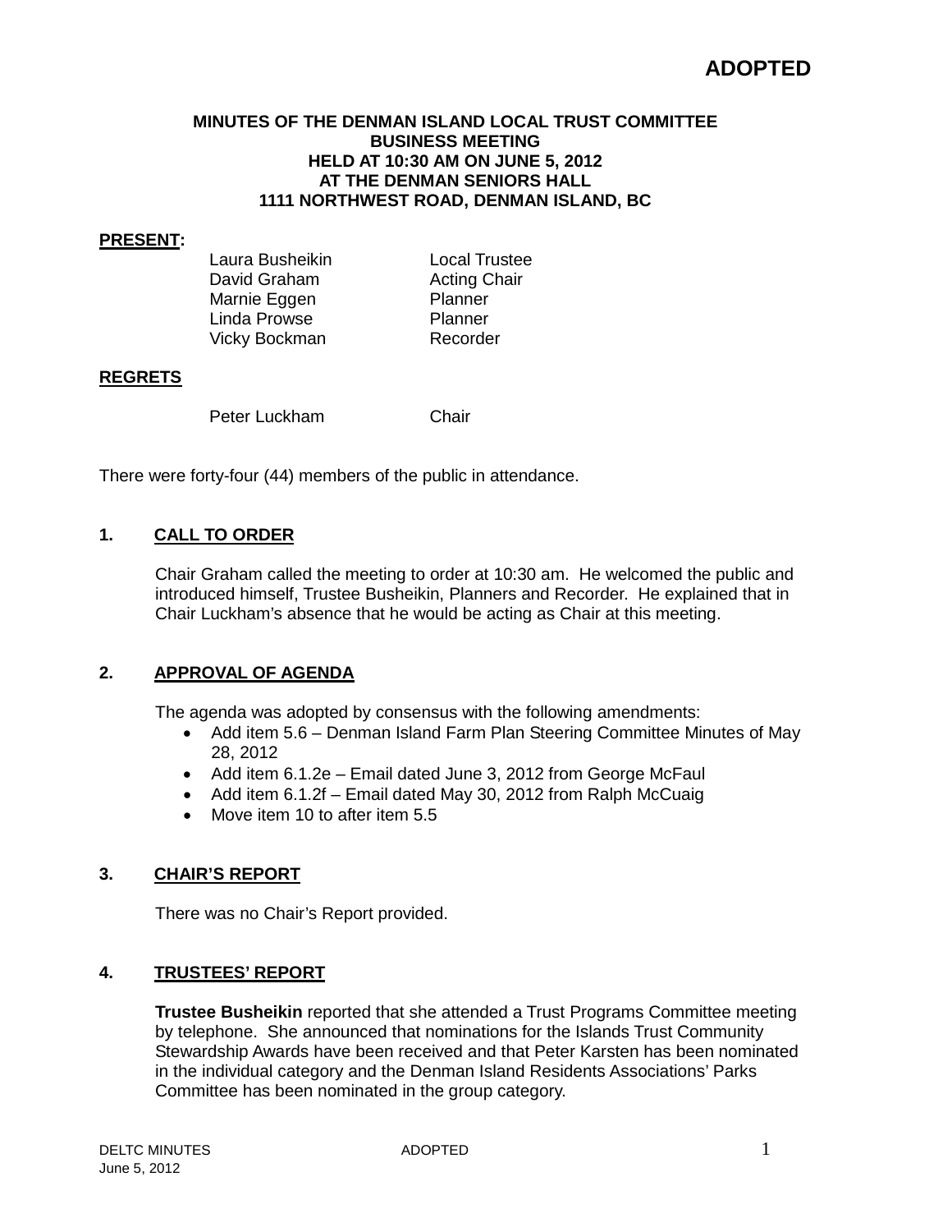**ADOPTED**

# MINUTES OF THE DENMAN ISLAND LOCAL TRUST COMMITTEE BUSINESS MEETING HELD AT 10:30 AM ON JUNE 5, 2012 AT THE DENMAN SENIORS HALL 1111 NORTHWEST ROAD, DENMAN ISLAND, BC

**PRESENT:**

| | |
|---|---|
| Laura Busheikin | Local Trustee |
| David Graham | Acting Chair |
| Marnie Eggen | Planner |
| Linda Prowse | Planner |
| Vicky Bockman | Recorder |

**REGRETS**

| | |
|---|---|
| Peter Luckham | Chair |

There were forty-four (44) members of the public in attendance.

## 1. CALL TO ORDER

Chair Graham called the meeting to order at 10:30 am. He welcomed the public and introduced himself, Trustee Busheikin, Planners and Recorder. He explained that in Chair Luckham's absence that he would be acting as Chair at this meeting.

## 2. APPROVAL OF AGENDA

The agenda was adopted by consensus with the following amendments:

- Add item 5.6 – Denman Island Farm Plan Steering Committee Minutes of May 28, 2012
- Add item 6.1.2e – Email dated June 3, 2012 from George McFaul
- Add item 6.1.2f – Email dated May 30, 2012 from Ralph McCuaig
- Move item 10 to after item 5.5

## 3. CHAIR'S REPORT

There was no Chair's Report provided.

## 4. TRUSTEES' REPORT

**Trustee Busheikin** reported that she attended a Trust Programs Committee meeting by telephone. She announced that nominations for the Islands Trust Community Stewardship Awards have been received and that Peter Karsten has been nominated in the individual category and the Denman Island Residents Associations' Parks Committee has been nominated in the group category.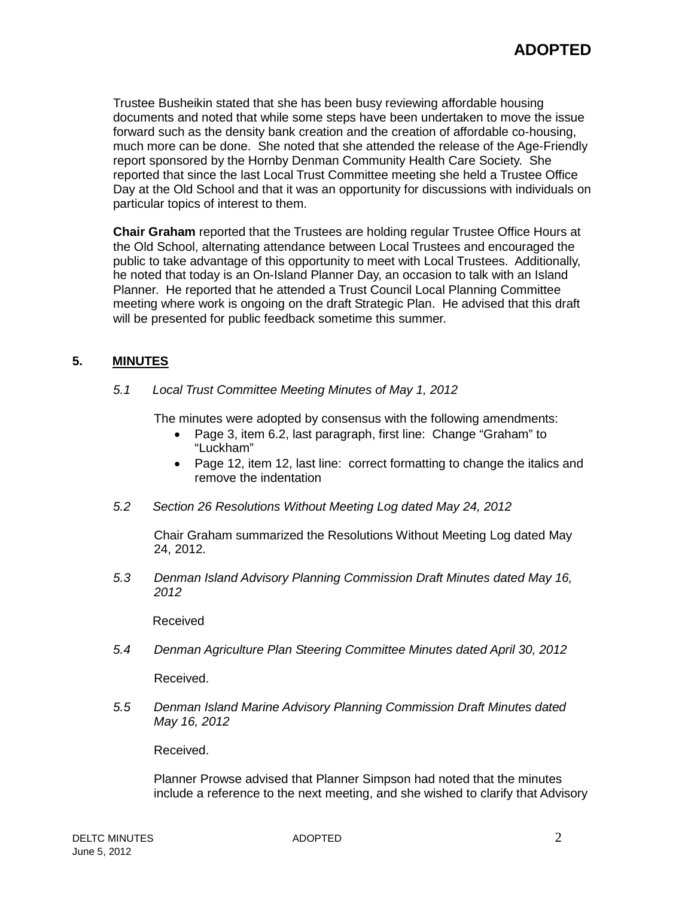Trustee Busheikin stated that she has been busy reviewing affordable housing documents and noted that while some steps have been undertaken to move the issue forward such as the density bank creation and the creation of affordable co-housing, much more can be done. She noted that she attended the release of the Age-Friendly report sponsored by the Hornby Denman Community Health Care Society. She reported that since the last Local Trust Committee meeting she held a Trustee Office Day at the Old School and that it was an opportunity for discussions with individuals on particular topics of interest to them.

**Chair Graham** reported that the Trustees are holding regular Trustee Office Hours at the Old School, alternating attendance between Local Trustees and encouraged the public to take advantage of this opportunity to meet with Local Trustees. Additionally, he noted that today is an On-Island Planner Day, an occasion to talk with an Island Planner. He reported that he attended a Trust Council Local Planning Committee meeting where work is ongoing on the draft Strategic Plan. He advised that this draft will be presented for public feedback sometime this summer.

## 5. MINUTES

*5.1 Local Trust Committee Meeting Minutes of May 1, 2012*

The minutes were adopted by consensus with the following amendments:

- Page 3, item 6.2, last paragraph, first line: Change “Graham” to “Luckham”
- Page 12, item 12, last line: correct formatting to change the italics and remove the indentation

*5.2 Section 26 Resolutions Without Meeting Log dated May 24, 2012*

Chair Graham summarized the Resolutions Without Meeting Log dated May 24, 2012.

*5.3 Denman Island Advisory Planning Commission Draft Minutes dated May 16, 2012*

Received

*5.4 Denman Agriculture Plan Steering Committee Minutes dated April 30, 2012*

Received.

*5.5 Denman Island Marine Advisory Planning Commission Draft Minutes dated May 16, 2012*

Received.

Planner Prowse advised that Planner Simpson had noted that the minutes include a reference to the next meeting, and she wished to clarify that Advisory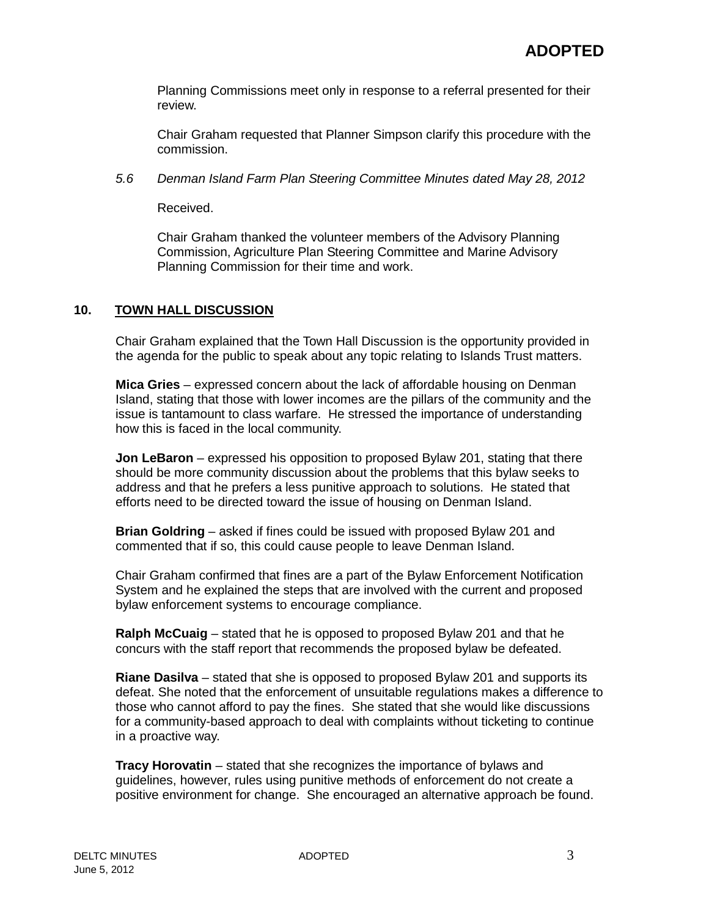Planning Commissions meet only in response to a referral presented for their review.

Chair Graham requested that Planner Simpson clarify this procedure with the commission.

*5.6 Denman Island Farm Plan Steering Committee Minutes dated May 28, 2012*

Received.

Chair Graham thanked the volunteer members of the Advisory Planning Commission, Agriculture Plan Steering Committee and Marine Advisory Planning Commission for their time and work.

## 10. TOWN HALL DISCUSSION

Chair Graham explained that the Town Hall Discussion is the opportunity provided in the agenda for the public to speak about any topic relating to Islands Trust matters.

**Mica Gries** – expressed concern about the lack of affordable housing on Denman Island, stating that those with lower incomes are the pillars of the community and the issue is tantamount to class warfare. He stressed the importance of understanding how this is faced in the local community.

**Jon LeBaron** – expressed his opposition to proposed Bylaw 201, stating that there should be more community discussion about the problems that this bylaw seeks to address and that he prefers a less punitive approach to solutions. He stated that efforts need to be directed toward the issue of housing on Denman Island.

**Brian Goldring** – asked if fines could be issued with proposed Bylaw 201 and commented that if so, this could cause people to leave Denman Island.

Chair Graham confirmed that fines are a part of the Bylaw Enforcement Notification System and he explained the steps that are involved with the current and proposed bylaw enforcement systems to encourage compliance.

**Ralph McCuaig** – stated that he is opposed to proposed Bylaw 201 and that he concurs with the staff report that recommends the proposed bylaw be defeated.

**Riane Dasilva** – stated that she is opposed to proposed Bylaw 201 and supports its defeat. She noted that the enforcement of unsuitable regulations makes a difference to those who cannot afford to pay the fines. She stated that she would like discussions for a community-based approach to deal with complaints without ticketing to continue in a proactive way.

**Tracy Horovatin** – stated that she recognizes the importance of bylaws and guidelines, however, rules using punitive methods of enforcement do not create a positive environment for change. She encouraged an alternative approach be found.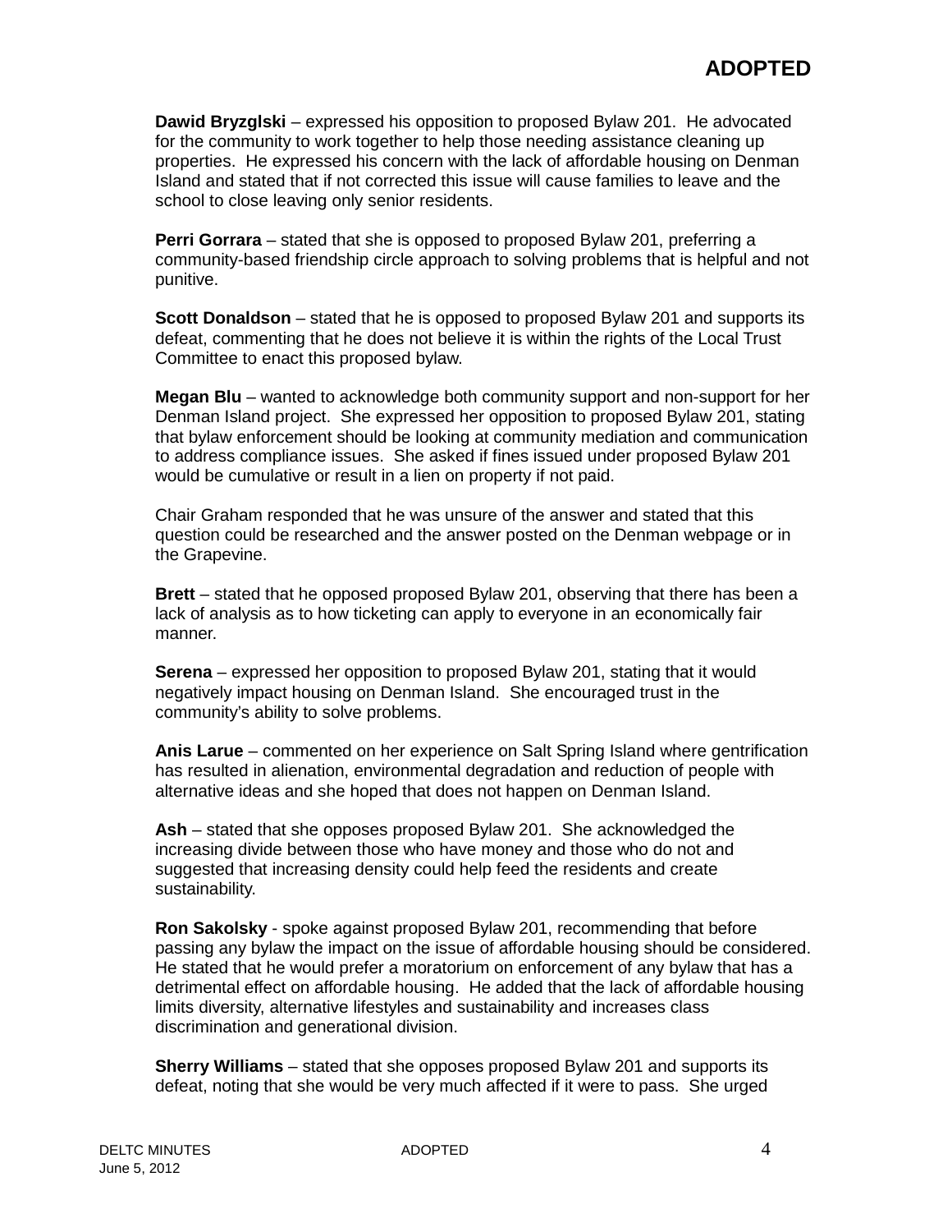**Dawid Bryzglski** – expressed his opposition to proposed Bylaw 201. He advocated for the community to work together to help those needing assistance cleaning up properties. He expressed his concern with the lack of affordable housing on Denman Island and stated that if not corrected this issue will cause families to leave and the school to close leaving only senior residents.

**Perri Gorrara** – stated that she is opposed to proposed Bylaw 201, preferring a community-based friendship circle approach to solving problems that is helpful and not punitive.

**Scott Donaldson** – stated that he is opposed to proposed Bylaw 201 and supports its defeat, commenting that he does not believe it is within the rights of the Local Trust Committee to enact this proposed bylaw.

**Megan Blu** – wanted to acknowledge both community support and non-support for her Denman Island project. She expressed her opposition to proposed Bylaw 201, stating that bylaw enforcement should be looking at community mediation and communication to address compliance issues. She asked if fines issued under proposed Bylaw 201 would be cumulative or result in a lien on property if not paid.

Chair Graham responded that he was unsure of the answer and stated that this question could be researched and the answer posted on the Denman webpage or in the Grapevine.

**Brett** – stated that he opposed proposed Bylaw 201, observing that there has been a lack of analysis as to how ticketing can apply to everyone in an economically fair manner.

**Serena** – expressed her opposition to proposed Bylaw 201, stating that it would negatively impact housing on Denman Island. She encouraged trust in the community's ability to solve problems.

**Anis Larue** – commented on her experience on Salt Spring Island where gentrification has resulted in alienation, environmental degradation and reduction of people with alternative ideas and she hoped that does not happen on Denman Island.

**Ash** – stated that she opposes proposed Bylaw 201. She acknowledged the increasing divide between those who have money and those who do not and suggested that increasing density could help feed the residents and create sustainability.

**Ron Sakolsky** - spoke against proposed Bylaw 201, recommending that before passing any bylaw the impact on the issue of affordable housing should be considered. He stated that he would prefer a moratorium on enforcement of any bylaw that has a detrimental effect on affordable housing. He added that the lack of affordable housing limits diversity, alternative lifestyles and sustainability and increases class discrimination and generational division.

**Sherry Williams** – stated that she opposes proposed Bylaw 201 and supports its defeat, noting that she would be very much affected if it were to pass. She urged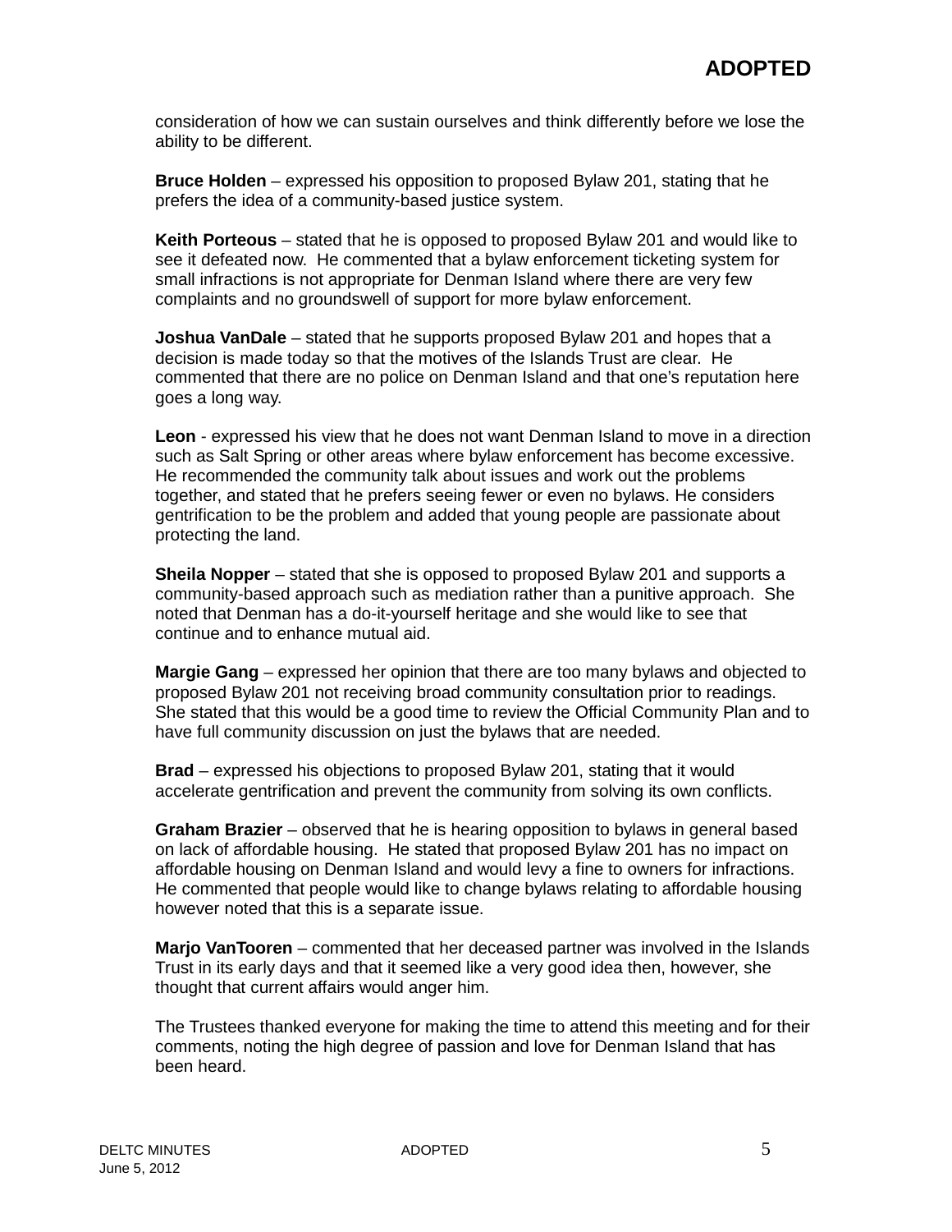consideration of how we can sustain ourselves and think differently before we lose the ability to be different.

**Bruce Holden** – expressed his opposition to proposed Bylaw 201, stating that he prefers the idea of a community-based justice system.

**Keith Porteous** – stated that he is opposed to proposed Bylaw 201 and would like to see it defeated now. He commented that a bylaw enforcement ticketing system for small infractions is not appropriate for Denman Island where there are very few complaints and no groundswell of support for more bylaw enforcement.

**Joshua VanDale** – stated that he supports proposed Bylaw 201 and hopes that a decision is made today so that the motives of the Islands Trust are clear. He commented that there are no police on Denman Island and that one's reputation here goes a long way.

**Leon** - expressed his view that he does not want Denman Island to move in a direction such as Salt Spring or other areas where bylaw enforcement has become excessive. He recommended the community talk about issues and work out the problems together, and stated that he prefers seeing fewer or even no bylaws. He considers gentrification to be the problem and added that young people are passionate about protecting the land.

**Sheila Nopper** – stated that she is opposed to proposed Bylaw 201 and supports a community-based approach such as mediation rather than a punitive approach. She noted that Denman has a do-it-yourself heritage and she would like to see that continue and to enhance mutual aid.

**Margie Gang** – expressed her opinion that there are too many bylaws and objected to proposed Bylaw 201 not receiving broad community consultation prior to readings. She stated that this would be a good time to review the Official Community Plan and to have full community discussion on just the bylaws that are needed.

**Brad** – expressed his objections to proposed Bylaw 201, stating that it would accelerate gentrification and prevent the community from solving its own conflicts.

**Graham Brazier** – observed that he is hearing opposition to bylaws in general based on lack of affordable housing. He stated that proposed Bylaw 201 has no impact on affordable housing on Denman Island and would levy a fine to owners for infractions. He commented that people would like to change bylaws relating to affordable housing however noted that this is a separate issue.

**Marjo VanTooren** – commented that her deceased partner was involved in the Islands Trust in its early days and that it seemed like a very good idea then, however, she thought that current affairs would anger him.

The Trustees thanked everyone for making the time to attend this meeting and for their comments, noting the high degree of passion and love for Denman Island that has been heard.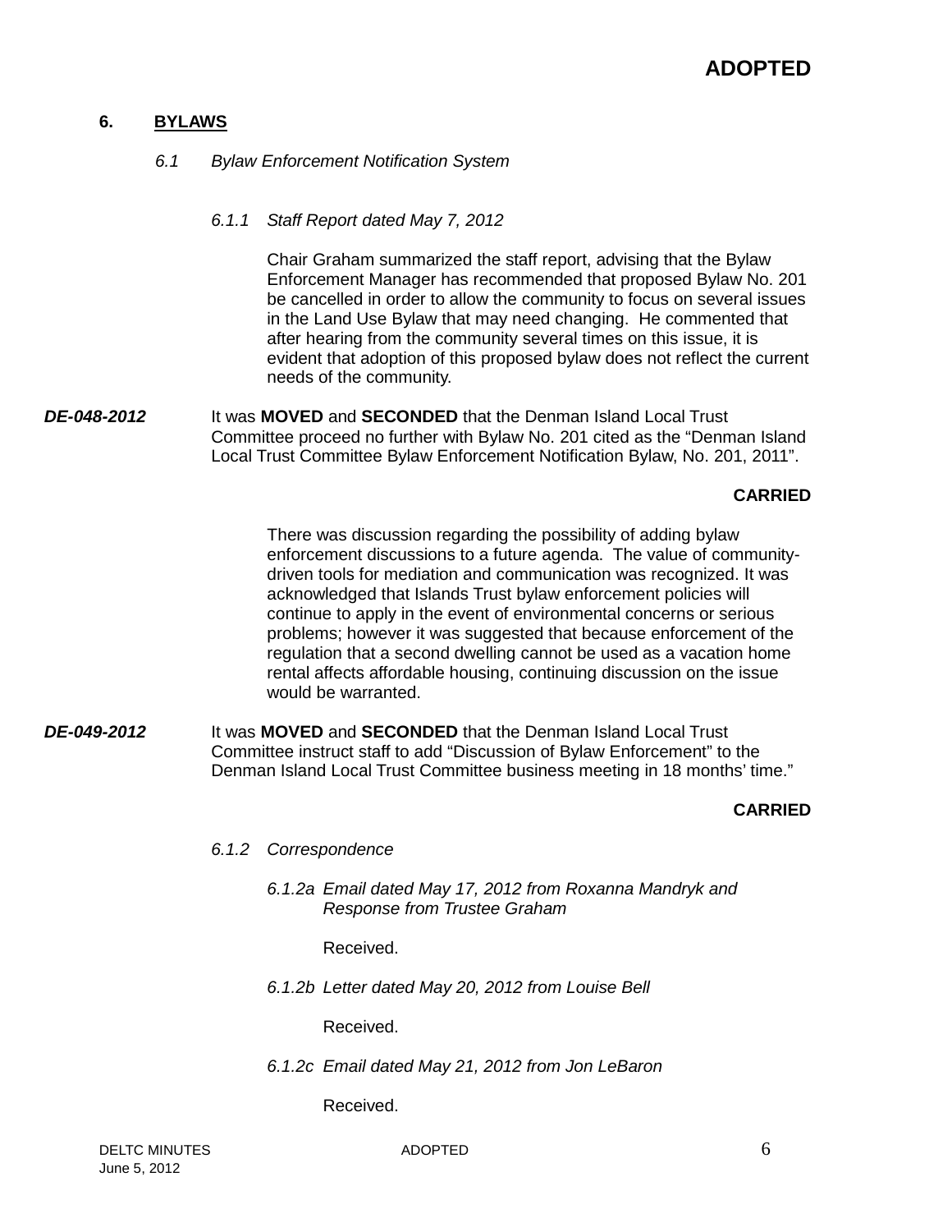**ADOPTED**

## 6. BYLAWS

### *6.1 Bylaw Enforcement Notification System*

#### *6.1.1 Staff Report dated May 7, 2012*

Chair Graham summarized the staff report, advising that the Bylaw Enforcement Manager has recommended that proposed Bylaw No. 201 be cancelled in order to allow the community to focus on several issues in the Land Use Bylaw that may need changing. He commented that after hearing from the community several times on this issue, it is evident that adoption of this proposed bylaw does not reflect the current needs of the community.

***DE-048-2012*** It was **MOVED** and **SECONDED** that the Denman Island Local Trust Committee proceed no further with Bylaw No. 201 cited as the "Denman Island Local Trust Committee Bylaw Enforcement Notification Bylaw, No. 201, 2011".

**CARRIED**

There was discussion regarding the possibility of adding bylaw enforcement discussions to a future agenda. The value of community-driven tools for mediation and communication was recognized. It was acknowledged that Islands Trust bylaw enforcement policies will continue to apply in the event of environmental concerns or serious problems; however it was suggested that because enforcement of the regulation that a second dwelling cannot be used as a vacation home rental affects affordable housing, continuing discussion on the issue would be warranted.

***DE-049-2012*** It was **MOVED** and **SECONDED** that the Denman Island Local Trust Committee instruct staff to add "Discussion of Bylaw Enforcement" to the Denman Island Local Trust Committee business meeting in 18 months' time."

**CARRIED**

#### *6.1.2 Correspondence*

*6.1.2a Email dated May 17, 2012 from Roxanna Mandryk and Response from Trustee Graham*

Received.

*6.1.2b Letter dated May 20, 2012 from Louise Bell*

Received.

*6.1.2c Email dated May 21, 2012 from Jon LeBaron*

Received.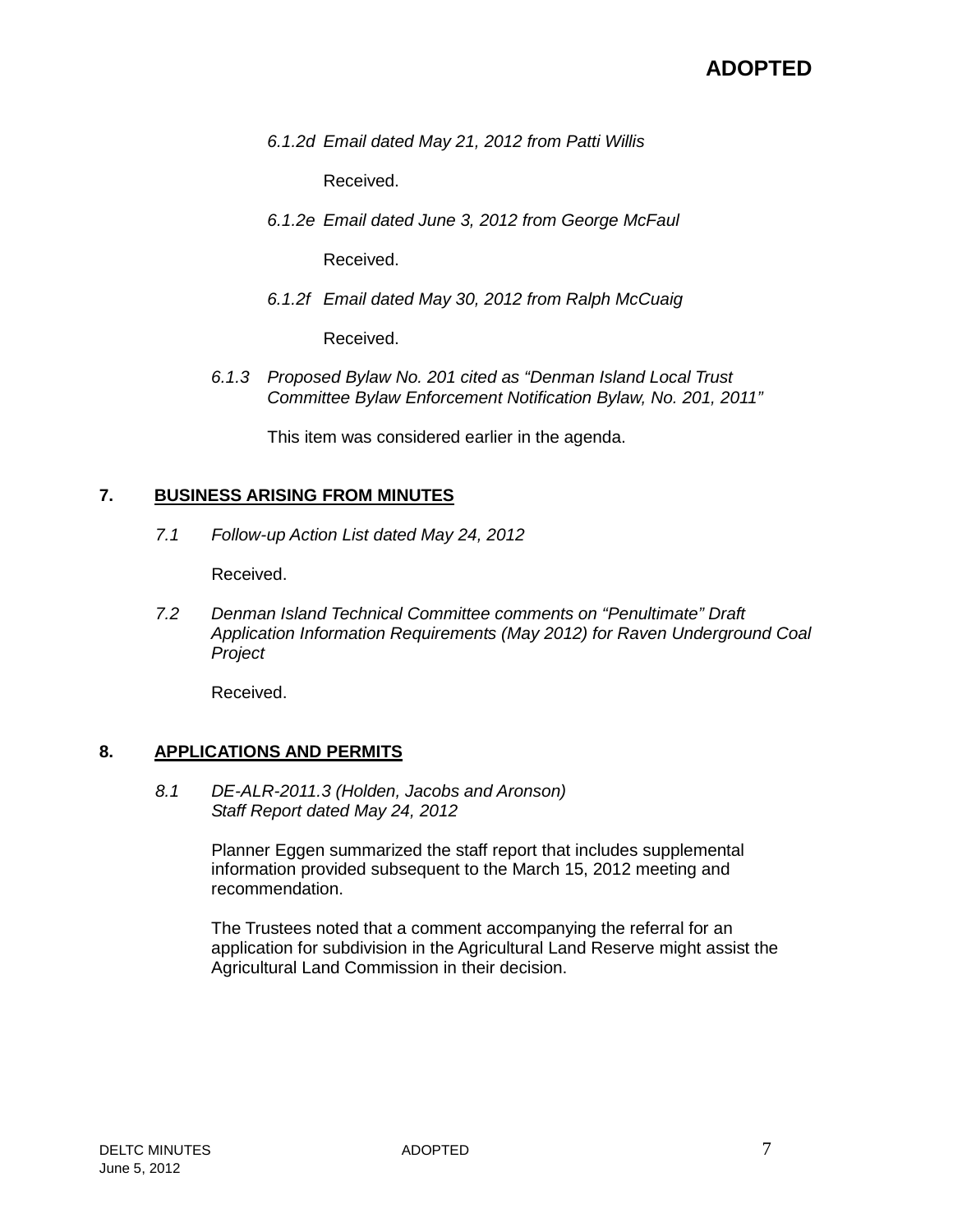*6.1.2d Email dated May 21, 2012 from Patti Willis*

Received.

*6.1.2e Email dated June 3, 2012 from George McFaul*

Received.

*6.1.2f Email dated May 30, 2012 from Ralph McCuaig*

Received.

*6.1.3 Proposed Bylaw No. 201 cited as "Denman Island Local Trust Committee Bylaw Enforcement Notification Bylaw, No. 201, 2011"*

This item was considered earlier in the agenda.

## 7. BUSINESS ARISING FROM MINUTES

*7.1 Follow-up Action List dated May 24, 2012*

Received.

*7.2 Denman Island Technical Committee comments on "Penultimate" Draft Application Information Requirements (May 2012) for Raven Underground Coal Project*

Received.

## 8. APPLICATIONS AND PERMITS

*8.1 DE-ALR-2011.3 (Holden, Jacobs and Aronson)*
*Staff Report dated May 24, 2012*

Planner Eggen summarized the staff report that includes supplemental information provided subsequent to the March 15, 2012 meeting and recommendation.

The Trustees noted that a comment accompanying the referral for an application for subdivision in the Agricultural Land Reserve might assist the Agricultural Land Commission in their decision.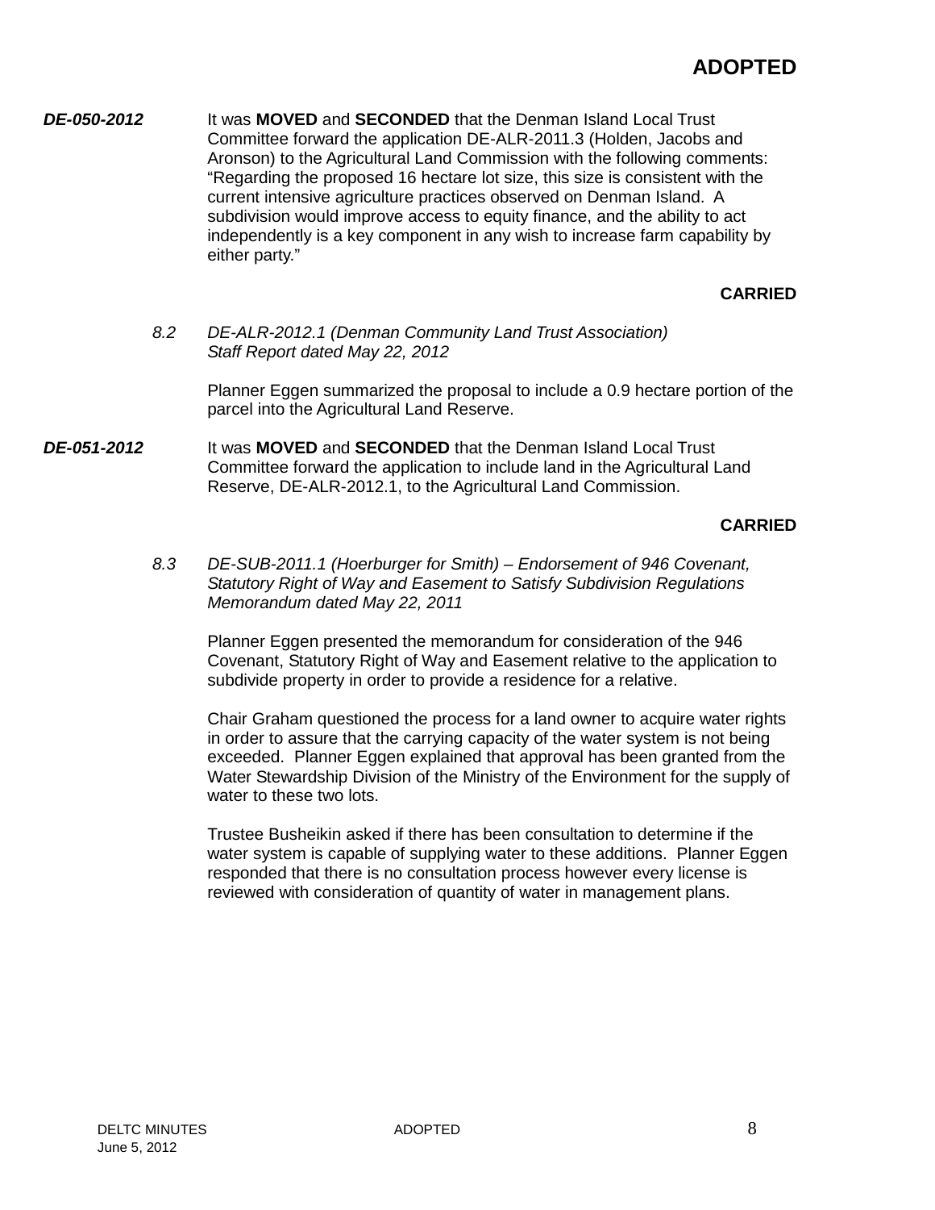**ADOPTED**

***DE-050-2012*** It was **MOVED** and **SECONDED** that the Denman Island Local Trust Committee forward the application DE-ALR-2011.3 (Holden, Jacobs and Aronson) to the Agricultural Land Commission with the following comments: "Regarding the proposed 16 hectare lot size, this size is consistent with the current intensive agriculture practices observed on Denman Island. A subdivision would improve access to equity finance, and the ability to act independently is a key component in any wish to increase farm capability by either party."

**CARRIED**

*8.2 DE-ALR-2012.1 (Denman Community Land Trust Association) Staff Report dated May 22, 2012*

Planner Eggen summarized the proposal to include a 0.9 hectare portion of the parcel into the Agricultural Land Reserve.

***DE-051-2012*** It was **MOVED** and **SECONDED** that the Denman Island Local Trust Committee forward the application to include land in the Agricultural Land Reserve, DE-ALR-2012.1, to the Agricultural Land Commission.

**CARRIED**

*8.3 DE-SUB-2011.1 (Hoerburger for Smith) – Endorsement of 946 Covenant, Statutory Right of Way and Easement to Satisfy Subdivision Regulations Memorandum dated May 22, 2011*

Planner Eggen presented the memorandum for consideration of the 946 Covenant, Statutory Right of Way and Easement relative to the application to subdivide property in order to provide a residence for a relative.

Chair Graham questioned the process for a land owner to acquire water rights in order to assure that the carrying capacity of the water system is not being exceeded. Planner Eggen explained that approval has been granted from the Water Stewardship Division of the Ministry of the Environment for the supply of water to these two lots.

Trustee Busheikin asked if there has been consultation to determine if the water system is capable of supplying water to these additions. Planner Eggen responded that there is no consultation process however every license is reviewed with consideration of quantity of water in management plans.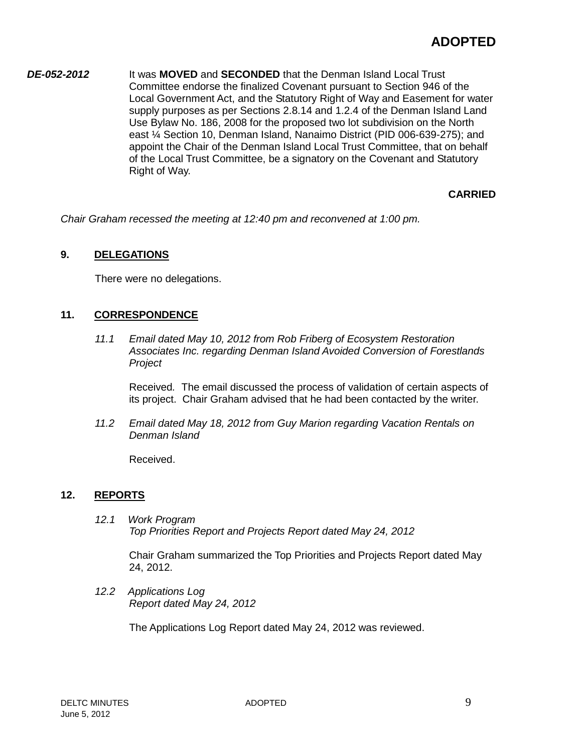**ADOPTED**

***DE-052-2012*** It was **MOVED** and **SECONDED** that the Denman Island Local Trust Committee endorse the finalized Covenant pursuant to Section 946 of the Local Government Act, and the Statutory Right of Way and Easement for water supply purposes as per Sections 2.8.14 and 1.2.4 of the Denman Island Land Use Bylaw No. 186, 2008 for the proposed two lot subdivision on the North east ¼ Section 10, Denman Island, Nanaimo District (PID 006-639-275); and appoint the Chair of the Denman Island Local Trust Committee, that on behalf of the Local Trust Committee, be a signatory on the Covenant and Statutory Right of Way.

**CARRIED**

*Chair Graham recessed the meeting at 12:40 pm and reconvened at 1:00 pm.*

## 9. DELEGATIONS

There were no delegations.

## 11. CORRESPONDENCE

*11.1 Email dated May 10, 2012 from Rob Friberg of Ecosystem Restoration Associates Inc. regarding Denman Island Avoided Conversion of Forestlands Project*

Received. The email discussed the process of validation of certain aspects of its project. Chair Graham advised that he had been contacted by the writer.

*11.2 Email dated May 18, 2012 from Guy Marion regarding Vacation Rentals on Denman Island*

Received.

## 12. REPORTS

*12.1 Work Program*
*Top Priorities Report and Projects Report dated May 24, 2012*

Chair Graham summarized the Top Priorities and Projects Report dated May 24, 2012.

*12.2 Applications Log*
*Report dated May 24, 2012*

The Applications Log Report dated May 24, 2012 was reviewed.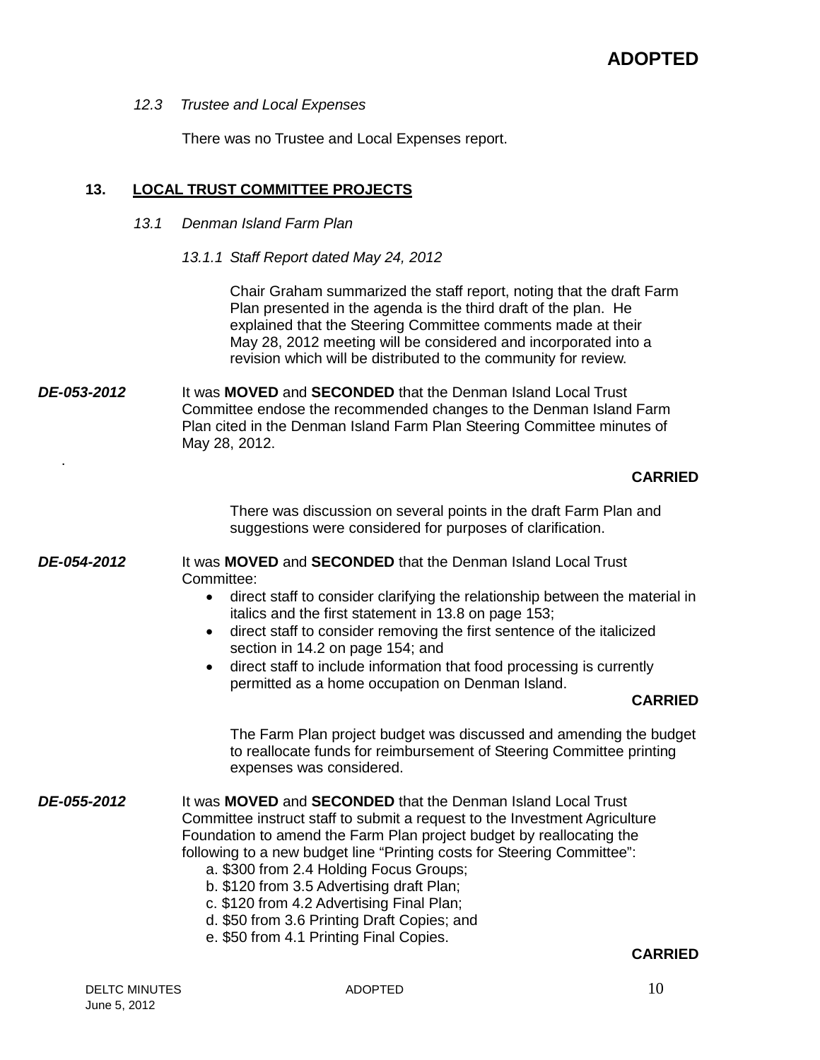**ADOPTED**

*12.3 Trustee and Local Expenses*

There was no Trustee and Local Expenses report.

## 13. LOCAL TRUST COMMITTEE PROJECTS

*13.1 Denman Island Farm Plan*

*13.1.1 Staff Report dated May 24, 2012*

Chair Graham summarized the staff report, noting that the draft Farm Plan presented in the agenda is the third draft of the plan. He explained that the Steering Committee comments made at their May 28, 2012 meeting will be considered and incorporated into a revision which will be distributed to the community for review.

***DE-053-2012*** It was **MOVED** and **SECONDED** that the Denman Island Local Trust Committee endose the recommended changes to the Denman Island Farm Plan cited in the Denman Island Farm Plan Steering Committee minutes of May 28, 2012.

**CARRIED**

There was discussion on several points in the draft Farm Plan and suggestions were considered for purposes of clarification.

***DE-054-2012*** It was **MOVED** and **SECONDED** that the Denman Island Local Trust Committee:

- direct staff to consider clarifying the relationship between the material in italics and the first statement in 13.8 on page 153;
- direct staff to consider removing the first sentence of the italicized section in 14.2 on page 154; and
- direct staff to include information that food processing is currently permitted as a home occupation on Denman Island.

**CARRIED**

The Farm Plan project budget was discussed and amending the budget to reallocate funds for reimbursement of Steering Committee printing expenses was considered.

***DE-055-2012*** It was **MOVED** and **SECONDED** that the Denman Island Local Trust Committee instruct staff to submit a request to the Investment Agriculture Foundation to amend the Farm Plan project budget by reallocating the following to a new budget line "Printing costs for Steering Committee":

a. $300 from 2.4 Holding Focus Groups;
b. $120 from 3.5 Advertising draft Plan;
c. $120 from 4.2 Advertising Final Plan;
d. $50 from 3.6 Printing Draft Copies; and
e. $50 from 4.1 Printing Final Copies.

**CARRIED**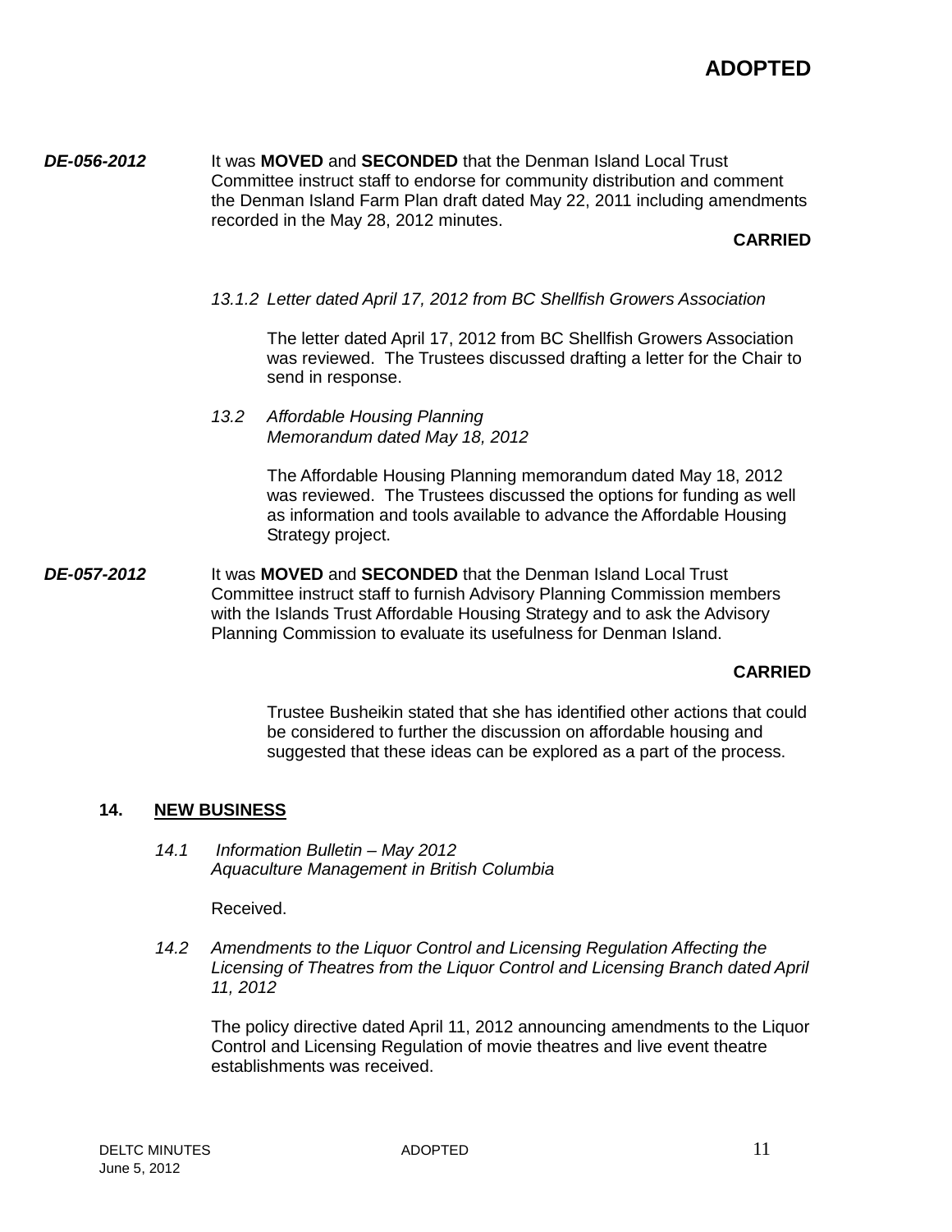**ADOPTED**

***DE-056-2012*** It was **MOVED** and **SECONDED** that the Denman Island Local Trust Committee instruct staff to endorse for community distribution and comment the Denman Island Farm Plan draft dated May 22, 2011 including amendments recorded in the May 28, 2012 minutes.

**CARRIED**

*13.1.2 Letter dated April 17, 2012 from BC Shellfish Growers Association*

The letter dated April 17, 2012 from BC Shellfish Growers Association was reviewed. The Trustees discussed drafting a letter for the Chair to send in response.

*13.2 Affordable Housing Planning*
*Memorandum dated May 18, 2012*

The Affordable Housing Planning memorandum dated May 18, 2012 was reviewed. The Trustees discussed the options for funding as well as information and tools available to advance the Affordable Housing Strategy project.

***DE-057-2012*** It was **MOVED** and **SECONDED** that the Denman Island Local Trust Committee instruct staff to furnish Advisory Planning Commission members with the Islands Trust Affordable Housing Strategy and to ask the Advisory Planning Commission to evaluate its usefulness for Denman Island.

**CARRIED**

Trustee Busheikin stated that she has identified other actions that could be considered to further the discussion on affordable housing and suggested that these ideas can be explored as a part of the process.

## 14. NEW BUSINESS

*14.1 Information Bulletin – May 2012*
*Aquaculture Management in British Columbia*

Received.

*14.2 Amendments to the Liquor Control and Licensing Regulation Affecting the Licensing of Theatres from the Liquor Control and Licensing Branch dated April 11, 2012*

The policy directive dated April 11, 2012 announcing amendments to the Liquor Control and Licensing Regulation of movie theatres and live event theatre establishments was received.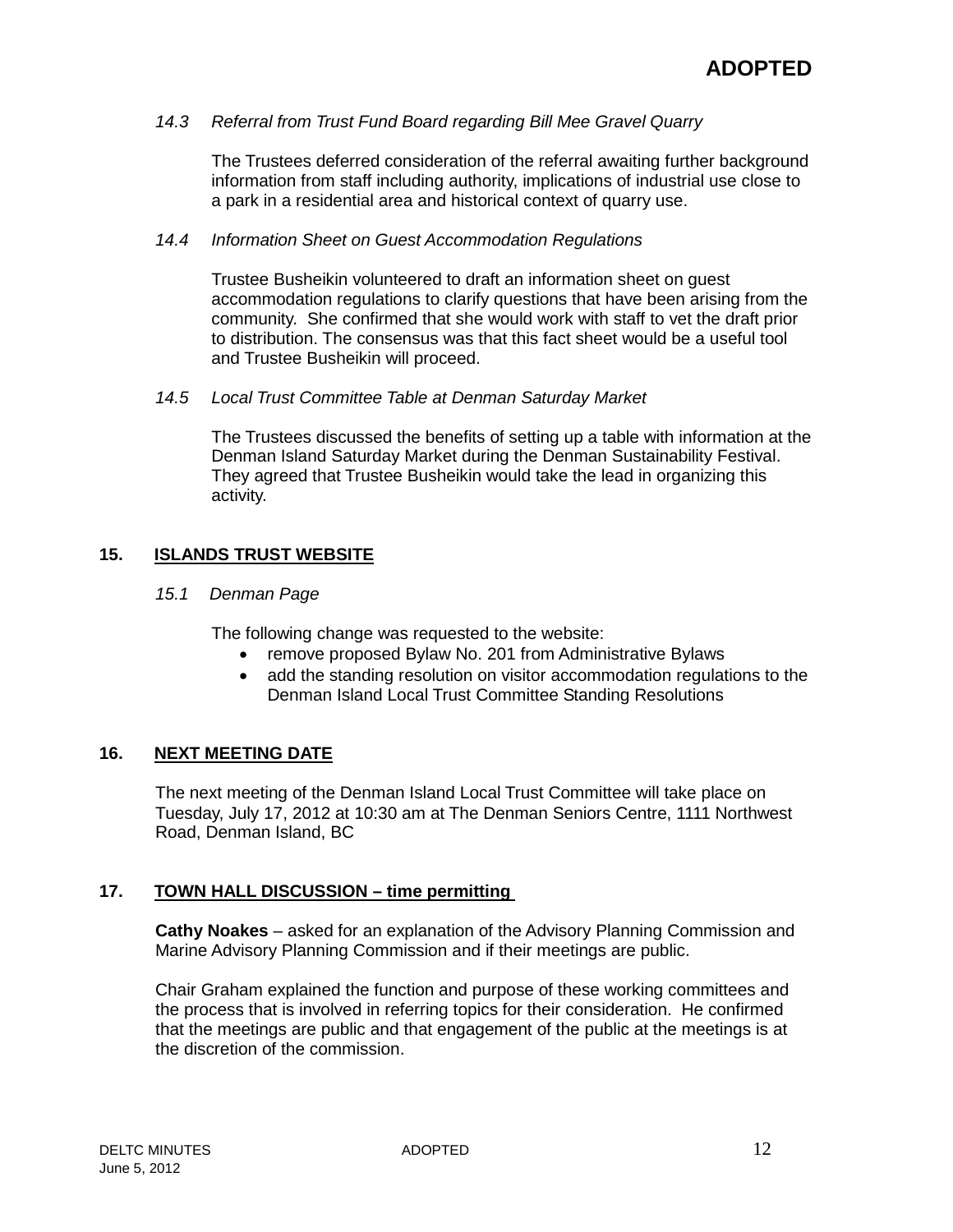### *14.3 Referral from Trust Fund Board regarding Bill Mee Gravel Quarry*

The Trustees deferred consideration of the referral awaiting further background information from staff including authority, implications of industrial use close to a park in a residential area and historical context of quarry use.

### *14.4 Information Sheet on Guest Accommodation Regulations*

Trustee Busheikin volunteered to draft an information sheet on guest accommodation regulations to clarify questions that have been arising from the community. She confirmed that she would work with staff to vet the draft prior to distribution. The consensus was that this fact sheet would be a useful tool and Trustee Busheikin will proceed.

### *14.5 Local Trust Committee Table at Denman Saturday Market*

The Trustees discussed the benefits of setting up a table with information at the Denman Island Saturday Market during the Denman Sustainability Festival. They agreed that Trustee Busheikin would take the lead in organizing this activity.

## 15. ISLANDS TRUST WEBSITE

### *15.1 Denman Page*

The following change was requested to the website:

- remove proposed Bylaw No. 201 from Administrative Bylaws
- add the standing resolution on visitor accommodation regulations to the Denman Island Local Trust Committee Standing Resolutions

## 16. NEXT MEETING DATE

The next meeting of the Denman Island Local Trust Committee will take place on Tuesday, July 17, 2012 at 10:30 am at The Denman Seniors Centre, 1111 Northwest Road, Denman Island, BC

## 17. TOWN HALL DISCUSSION – time permitting

**Cathy Noakes** – asked for an explanation of the Advisory Planning Commission and Marine Advisory Planning Commission and if their meetings are public.

Chair Graham explained the function and purpose of these working committees and the process that is involved in referring topics for their consideration. He confirmed that the meetings are public and that engagement of the public at the meetings is at the discretion of the commission.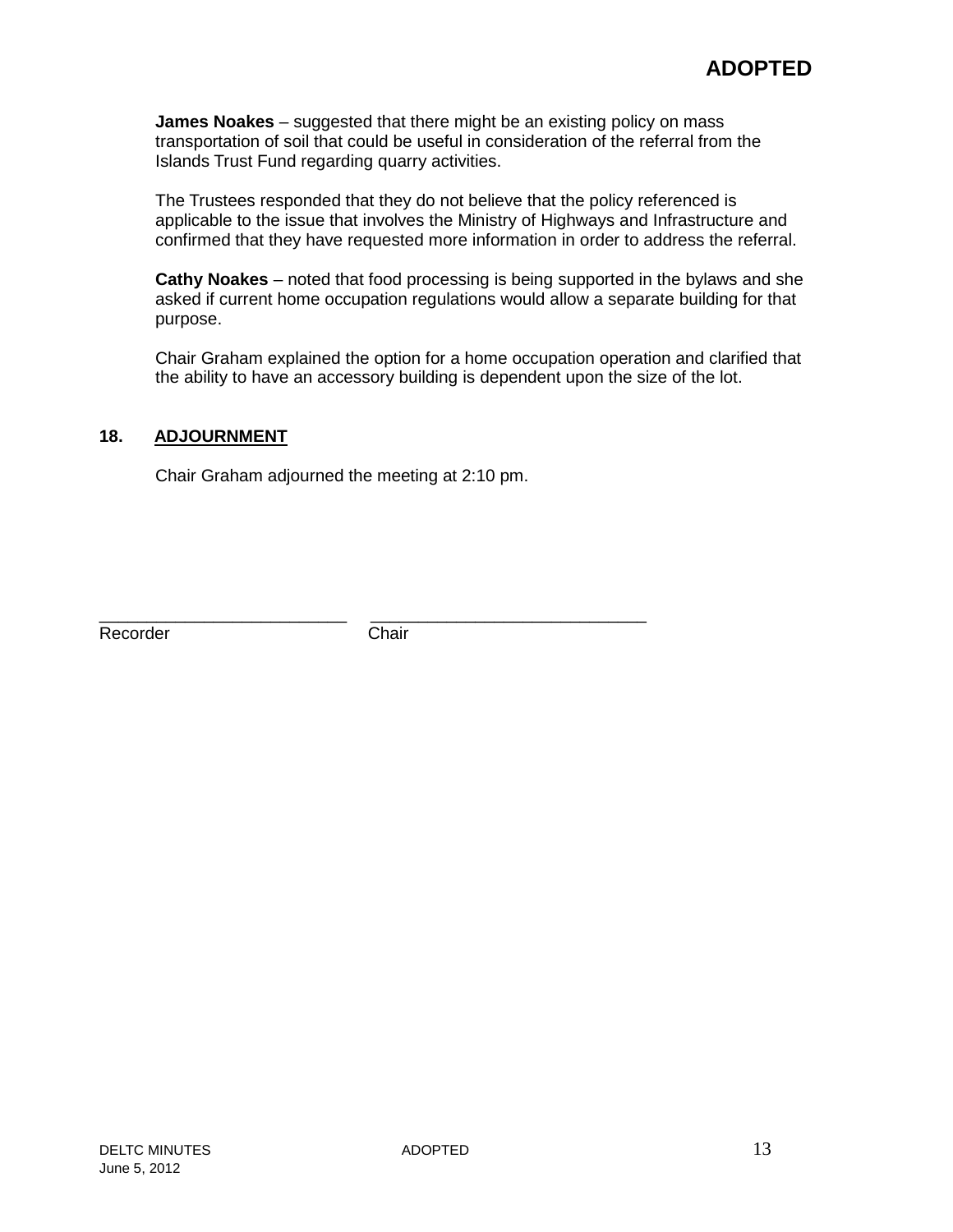**James Noakes** – suggested that there might be an existing policy on mass transportation of soil that could be useful in consideration of the referral from the Islands Trust Fund regarding quarry activities.

The Trustees responded that they do not believe that the policy referenced is applicable to the issue that involves the Ministry of Highways and Infrastructure and confirmed that they have requested more information in order to address the referral.

**Cathy Noakes** – noted that food processing is being supported in the bylaws and she asked if current home occupation regulations would allow a separate building for that purpose.

Chair Graham explained the option for a home occupation operation and clarified that the ability to have an accessory building is dependent upon the size of the lot.

## 18. ADJOURNMENT

Chair Graham adjourned the meeting at 2:10 pm.

___________________________ _____________________________

Recorder Chair